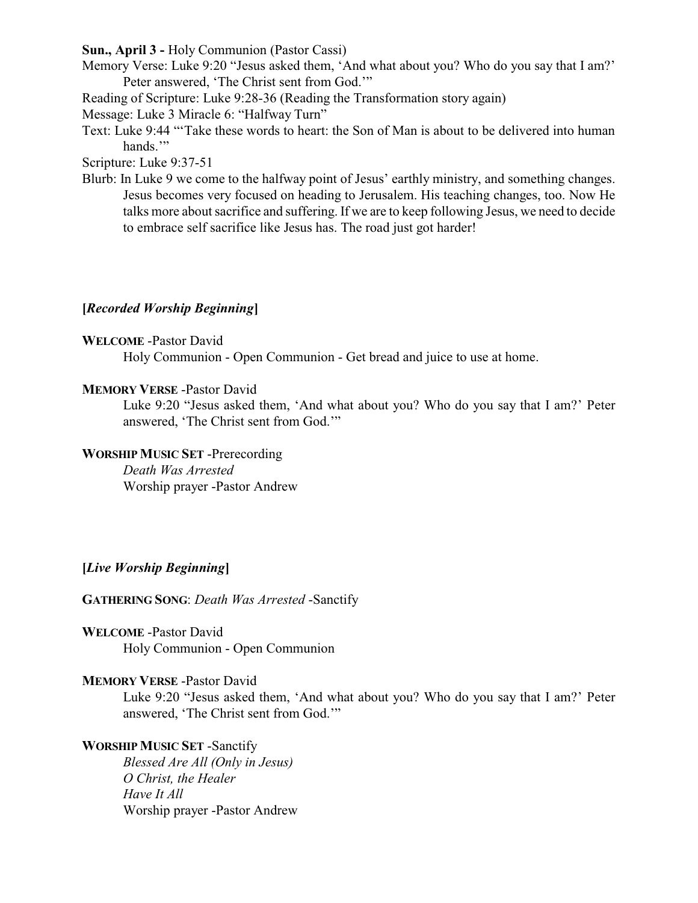**Sun., April 3 -** Holy Communion (Pastor Cassi)

Memory Verse: Luke 9:20 "Jesus asked them, 'And what about you? Who do you say that I am?' Peter answered, 'The Christ sent from God.'"

Reading of Scripture: Luke 9:28-36 (Reading the Transformation story again)

Message: Luke 3 Miracle 6: "Halfway Turn"

Text: Luke 9:44 "'Take these words to heart: the Son of Man is about to be delivered into human hands.'"

Scripture: Luke 9:37-51

Blurb: In Luke 9 we come to the halfway point of Jesus' earthly ministry, and something changes. Jesus becomes very focused on heading to Jerusalem. His teaching changes, too. Now He talks more about sacrifice and suffering. If we are to keep following Jesus, we need to decide to embrace self sacrifice like Jesus has. The road just got harder!

**[*Recorded Worship Beginning*]**

**WELCOME** -Pastor David

Holy Communion - Open Communion - Get bread and juice to use at home.

**MEMORY VERSE** -Pastor David

Luke 9:20 "Jesus asked them, 'And what about you? Who do you say that I am?' Peter answered, 'The Christ sent from God.'"

**WORSHIP MUSIC SET** -Prerecording

*Death Was Arrested*

Worship prayer -Pastor Andrew

**[*Live Worship Beginning*]**

**GATHERING SONG**: *Death Was Arrested* -Sanctify

**WELCOME** -Pastor David

Holy Communion - Open Communion

**MEMORY VERSE** -Pastor David

Luke 9:20 "Jesus asked them, 'And what about you? Who do you say that I am?' Peter answered, 'The Christ sent from God.'"

**WORSHIP MUSIC SET** -Sanctify

*Blessed Are All (Only in Jesus)*

*O Christ, the Healer*

*Have It All*

Worship prayer -Pastor Andrew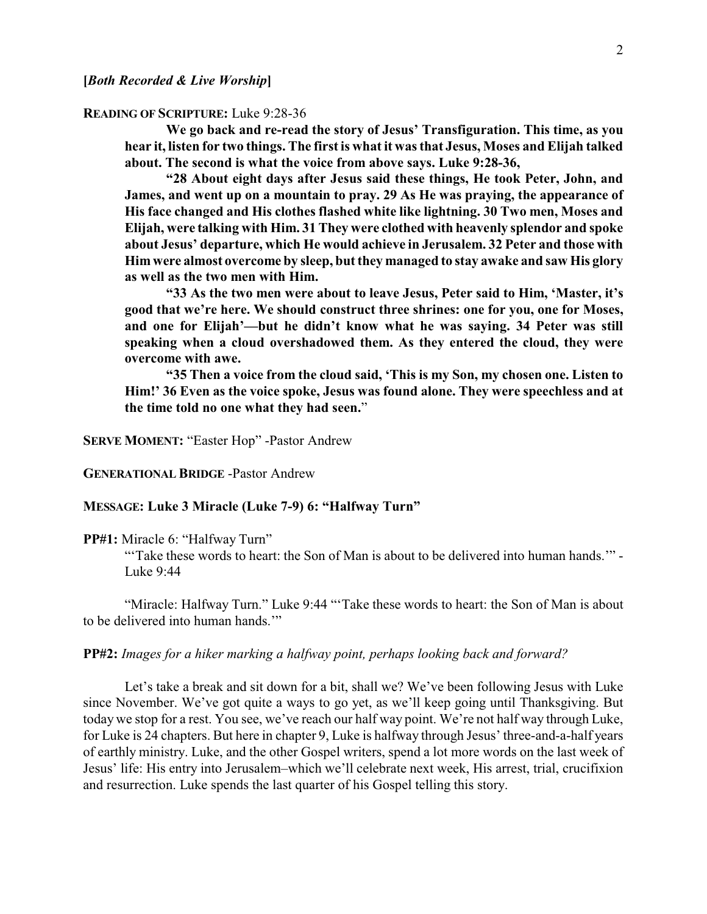**[*Both Recorded & Live Worship*]**

**READING OF SCRIPTURE:** Luke 9:28-36

> **We go back and re-read the story of Jesus' Transfiguration. This time, as you hear it, listen for two things. The first is what it was that Jesus, Moses and Elijah talked about. The second is what the voice from above says. Luke 9:28-36,**
>
> **"28 About eight days after Jesus said these things, He took Peter, John, and James, and went up on a mountain to pray. 29 As He was praying, the appearance of His face changed and His clothes flashed white like lightning. 30 Two men, Moses and Elijah, were talking with Him. 31 They were clothed with heavenly splendor and spoke about Jesus' departure, which He would achieve in Jerusalem. 32 Peter and those with Him were almost overcome by sleep, but they managed to stay awake and saw His glory as well as the two men with Him.**
>
> **"33 As the two men were about to leave Jesus, Peter said to Him, 'Master, it's good that we're here. We should construct three shrines: one for you, one for Moses, and one for Elijah'—but he didn't know what he was saying. 34 Peter was still speaking when a cloud overshadowed them. As they entered the cloud, they were overcome with awe.**
>
> **"35 Then a voice from the cloud said, 'This is my Son, my chosen one. Listen to Him!' 36 Even as the voice spoke, Jesus was found alone. They were speechless and at the time told no one what they had seen."**

**SERVE MOMENT:** "Easter Hop" -Pastor Andrew

**GENERATIONAL BRIDGE** -Pastor Andrew

**MESSAGE: Luke 3 Miracle (Luke 7-9) 6: "Halfway Turn"**

**PP#1:** Miracle 6: "Halfway Turn"

> "'Take these words to heart: the Son of Man is about to be delivered into human hands.'" - Luke 9:44

"Miracle: Halfway Turn." Luke 9:44 "'Take these words to heart: the Son of Man is about to be delivered into human hands.'"

**PP#2:** *Images for a hiker marking a halfway point, perhaps looking back and forward?*

Let's take a break and sit down for a bit, shall we? We've been following Jesus with Luke since November. We've got quite a ways to go yet, as we'll keep going until Thanksgiving. But today we stop for a rest. You see, we've reach our half way point. We're not half way through Luke, for Luke is 24 chapters. But here in chapter 9, Luke is halfway through Jesus' three-and-a-half years of earthly ministry. Luke, and the other Gospel writers, spend a lot more words on the last week of Jesus' life: His entry into Jerusalem–which we'll celebrate next week, His arrest, trial, crucifixion and resurrection. Luke spends the last quarter of his Gospel telling this story.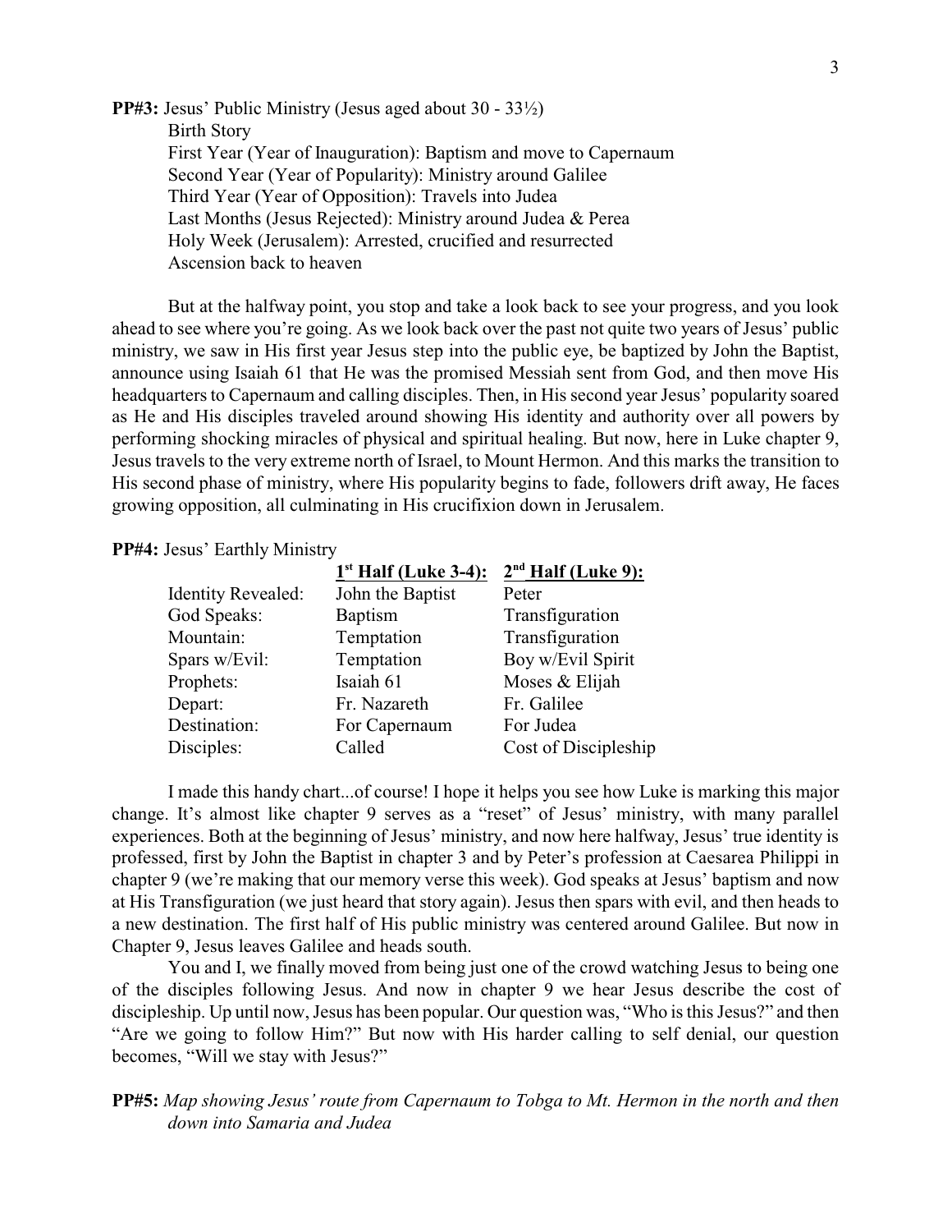**PP#3:** Jesus' Public Ministry (Jesus aged about 30 - 33½)

Birth Story
First Year (Year of Inauguration): Baptism and move to Capernaum
Second Year (Year of Popularity): Ministry around Galilee
Third Year (Year of Opposition): Travels into Judea
Last Months (Jesus Rejected): Ministry around Judea & Perea
Holy Week (Jerusalem): Arrested, crucified and resurrected
Ascension back to heaven

But at the halfway point, you stop and take a look back to see your progress, and you look ahead to see where you're going. As we look back over the past not quite two years of Jesus' public ministry, we saw in His first year Jesus step into the public eye, be baptized by John the Baptist, announce using Isaiah 61 that He was the promised Messiah sent from God, and then move His headquarters to Capernaum and calling disciples. Then, in His second year Jesus' popularity soared as He and His disciples traveled around showing His identity and authority over all powers by performing shocking miracles of physical and spiritual healing. But now, here in Luke chapter 9, Jesus travels to the very extreme north of Israel, to Mount Hermon. And this marks the transition to His second phase of ministry, where His popularity begins to fade, followers drift away, He faces growing opposition, all culminating in His crucifixion down in Jerusalem.

**PP#4:** Jesus' Earthly Ministry

| | **1st Half (Luke 3-4):** | **2nd Half (Luke 9):** |
|---|---|---|
| Identity Revealed: | John the Baptist | Peter |
| God Speaks: | Baptism | Transfiguration |
| Mountain: | Temptation | Transfiguration |
| Spars w/Evil: | Temptation | Boy w/Evil Spirit |
| Prophets: | Isaiah 61 | Moses & Elijah |
| Depart: | Fr. Nazareth | Fr. Galilee |
| Destination: | For Capernaum | For Judea |
| Disciples: | Called | Cost of Discipleship |

I made this handy chart...of course! I hope it helps you see how Luke is marking this major change. It's almost like chapter 9 serves as a "reset" of Jesus' ministry, with many parallel experiences. Both at the beginning of Jesus' ministry, and now here halfway, Jesus' true identity is professed, first by John the Baptist in chapter 3 and by Peter's profession at Caesarea Philippi in chapter 9 (we're making that our memory verse this week). God speaks at Jesus' baptism and now at His Transfiguration (we just heard that story again). Jesus then spars with evil, and then heads to a new destination. The first half of His public ministry was centered around Galilee. But now in Chapter 9, Jesus leaves Galilee and heads south.

You and I, we finally moved from being just one of the crowd watching Jesus to being one of the disciples following Jesus. And now in chapter 9 we hear Jesus describe the cost of discipleship. Up until now, Jesus has been popular. Our question was, "Who is this Jesus?" and then "Are we going to follow Him?" But now with His harder calling to self denial, our question becomes, "Will we stay with Jesus?"

**PP#5:** *Map showing Jesus' route from Capernaum to Tobga to Mt. Hermon in the north and then down into Samaria and Judea*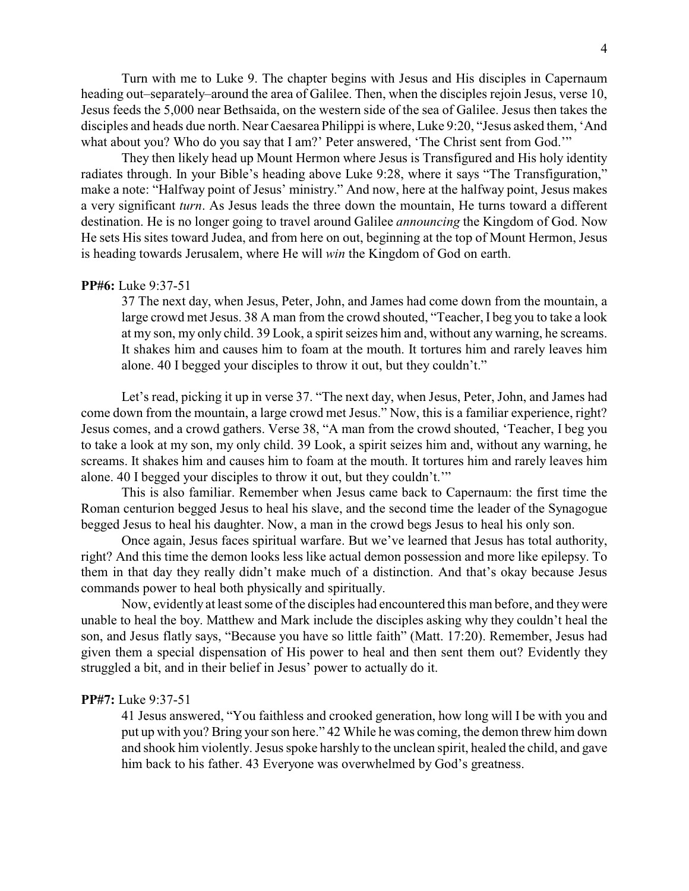Turn with me to Luke 9. The chapter begins with Jesus and His disciples in Capernaum heading out–separately–around the area of Galilee. Then, when the disciples rejoin Jesus, verse 10, Jesus feeds the 5,000 near Bethsaida, on the western side of the sea of Galilee. Jesus then takes the disciples and heads due north. Near Caesarea Philippi is where, Luke 9:20, "Jesus asked them, 'And what about you? Who do you say that I am?' Peter answered, 'The Christ sent from God.'"

They then likely head up Mount Hermon where Jesus is Transfigured and His holy identity radiates through. In your Bible's heading above Luke 9:28, where it says "The Transfiguration," make a note: "Halfway point of Jesus' ministry." And now, here at the halfway point, Jesus makes a very significant *turn*. As Jesus leads the three down the mountain, He turns toward a different destination. He is no longer going to travel around Galilee *announcing* the Kingdom of God. Now He sets His sites toward Judea, and from here on out, beginning at the top of Mount Hermon, Jesus is heading towards Jerusalem, where He will *win* the Kingdom of God on earth.

**PP#6:** Luke 9:37-51

> 37 The next day, when Jesus, Peter, John, and James had come down from the mountain, a large crowd met Jesus. 38 A man from the crowd shouted, "Teacher, I beg you to take a look at my son, my only child. 39 Look, a spirit seizes him and, without any warning, he screams. It shakes him and causes him to foam at the mouth. It tortures him and rarely leaves him alone. 40 I begged your disciples to throw it out, but they couldn't."

Let's read, picking it up in verse 37. "The next day, when Jesus, Peter, John, and James had come down from the mountain, a large crowd met Jesus." Now, this is a familiar experience, right? Jesus comes, and a crowd gathers. Verse 38, "A man from the crowd shouted, 'Teacher, I beg you to take a look at my son, my only child. 39 Look, a spirit seizes him and, without any warning, he screams. It shakes him and causes him to foam at the mouth. It tortures him and rarely leaves him alone. 40 I begged your disciples to throw it out, but they couldn't.'"

This is also familiar. Remember when Jesus came back to Capernaum: the first time the Roman centurion begged Jesus to heal his slave, and the second time the leader of the Synagogue begged Jesus to heal his daughter. Now, a man in the crowd begs Jesus to heal his only son.

Once again, Jesus faces spiritual warfare. But we've learned that Jesus has total authority, right? And this time the demon looks less like actual demon possession and more like epilepsy. To them in that day they really didn't make much of a distinction. And that's okay because Jesus commands power to heal both physically and spiritually.

Now, evidently at least some of the disciples had encountered this man before, and they were unable to heal the boy. Matthew and Mark include the disciples asking why they couldn't heal the son, and Jesus flatly says, "Because you have so little faith" (Matt. 17:20). Remember, Jesus had given them a special dispensation of His power to heal and then sent them out? Evidently they struggled a bit, and in their belief in Jesus' power to actually do it.

**PP#7:** Luke 9:37-51

> 41 Jesus answered, "You faithless and crooked generation, how long will I be with you and put up with you? Bring your son here." 42 While he was coming, the demon threw him down and shook him violently. Jesus spoke harshly to the unclean spirit, healed the child, and gave him back to his father. 43 Everyone was overwhelmed by God's greatness.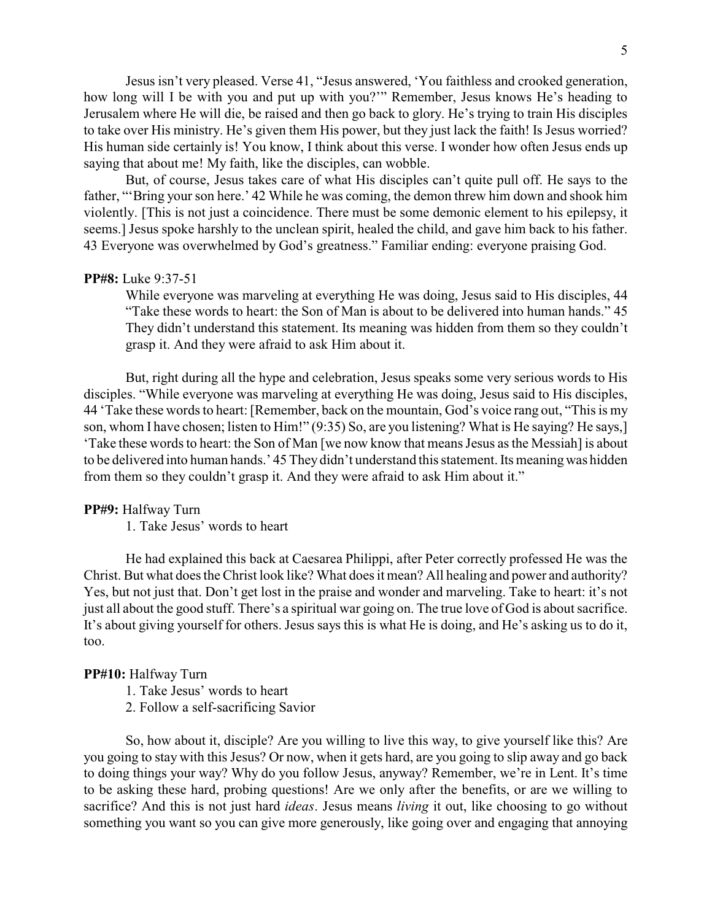Jesus isn't very pleased. Verse 41, "Jesus answered, 'You faithless and crooked generation, how long will I be with you and put up with you?'" Remember, Jesus knows He's heading to Jerusalem where He will die, be raised and then go back to glory. He's trying to train His disciples to take over His ministry. He's given them His power, but they just lack the faith! Is Jesus worried? His human side certainly is! You know, I think about this verse. I wonder how often Jesus ends up saying that about me! My faith, like the disciples, can wobble.

But, of course, Jesus takes care of what His disciples can't quite pull off. He says to the father, "'Bring your son here.' 42 While he was coming, the demon threw him down and shook him violently. [This is not just a coincidence. There must be some demonic element to his epilepsy, it seems.] Jesus spoke harshly to the unclean spirit, healed the child, and gave him back to his father. 43 Everyone was overwhelmed by God's greatness." Familiar ending: everyone praising God.

**PP#8:** Luke 9:37-51

> While everyone was marveling at everything He was doing, Jesus said to His disciples, 44 "Take these words to heart: the Son of Man is about to be delivered into human hands." 45 They didn't understand this statement. Its meaning was hidden from them so they couldn't grasp it. And they were afraid to ask Him about it.

But, right during all the hype and celebration, Jesus speaks some very serious words to His disciples. "While everyone was marveling at everything He was doing, Jesus said to His disciples, 44 'Take these words to heart: [Remember, back on the mountain, God's voice rang out, "This is my son, whom I have chosen; listen to Him!" (9:35) So, are you listening? What is He saying? He says,] 'Take these words to heart: the Son of Man [we now know that means Jesus as the Messiah] is about to be delivered into human hands.' 45 They didn't understand this statement. Its meaning was hidden from them so they couldn't grasp it. And they were afraid to ask Him about it."

**PP#9:** Halfway Turn

1. Take Jesus' words to heart

He had explained this back at Caesarea Philippi, after Peter correctly professed He was the Christ. But what does the Christ look like? What does it mean? All healing and power and authority? Yes, but not just that. Don't get lost in the praise and wonder and marveling. Take to heart: it's not just all about the good stuff. There's a spiritual war going on. The true love of God is about sacrifice. It's about giving yourself for others. Jesus says this is what He is doing, and He's asking us to do it, too.

**PP#10:** Halfway Turn

1. Take Jesus' words to heart
2. Follow a self-sacrificing Savior

So, how about it, disciple? Are you willing to live this way, to give yourself like this? Are you going to stay with this Jesus? Or now, when it gets hard, are you going to slip away and go back to doing things your way? Why do you follow Jesus, anyway? Remember, we're in Lent. It's time to be asking these hard, probing questions! Are we only after the benefits, or are we willing to sacrifice? And this is not just hard *ideas*. Jesus means *living* it out, like choosing to go without something you want so you can give more generously, like going over and engaging that annoying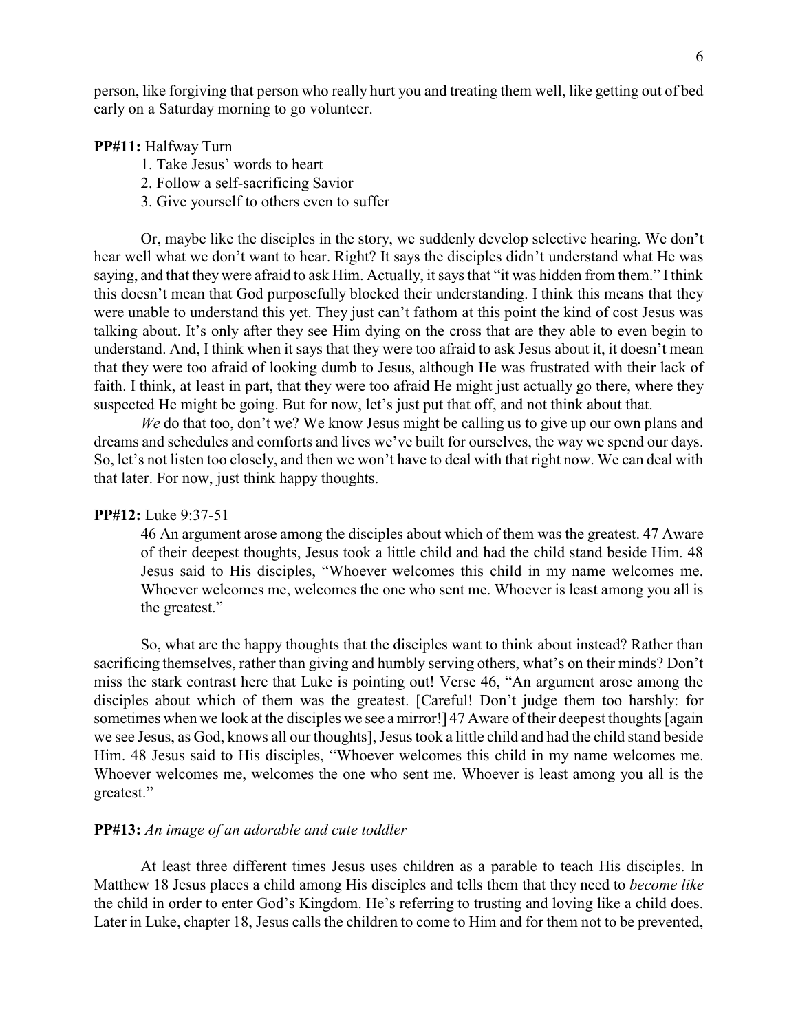person, like forgiving that person who really hurt you and treating them well, like getting out of bed early on a Saturday morning to go volunteer.

**PP#11:** Halfway Turn

1. Take Jesus' words to heart
2. Follow a self-sacrificing Savior
3. Give yourself to others even to suffer

Or, maybe like the disciples in the story, we suddenly develop selective hearing. We don't hear well what we don't want to hear. Right? It says the disciples didn't understand what He was saying, and that they were afraid to ask Him. Actually, it says that "it was hidden from them." I think this doesn't mean that God purposefully blocked their understanding. I think this means that they were unable to understand this yet. They just can't fathom at this point the kind of cost Jesus was talking about. It's only after they see Him dying on the cross that are they able to even begin to understand. And, I think when it says that they were too afraid to ask Jesus about it, it doesn't mean that they were too afraid of looking dumb to Jesus, although He was frustrated with their lack of faith. I think, at least in part, that they were too afraid He might just actually go there, where they suspected He might be going. But for now, let's just put that off, and not think about that.

*We* do that too, don't we? We know Jesus might be calling us to give up our own plans and dreams and schedules and comforts and lives we've built for ourselves, the way we spend our days. So, let's not listen too closely, and then we won't have to deal with that right now. We can deal with that later. For now, just think happy thoughts.

**PP#12:** Luke 9:37-51

> 46 An argument arose among the disciples about which of them was the greatest. 47 Aware of their deepest thoughts, Jesus took a little child and had the child stand beside Him. 48 Jesus said to His disciples, "Whoever welcomes this child in my name welcomes me. Whoever welcomes me, welcomes the one who sent me. Whoever is least among you all is the greatest."

So, what are the happy thoughts that the disciples want to think about instead? Rather than sacrificing themselves, rather than giving and humbly serving others, what's on their minds? Don't miss the stark contrast here that Luke is pointing out! Verse 46, "An argument arose among the disciples about which of them was the greatest. [Careful! Don't judge them too harshly: for sometimes when we look at the disciples we see a mirror!] 47 Aware of their deepest thoughts [again we see Jesus, as God, knows all our thoughts], Jesus took a little child and had the child stand beside Him. 48 Jesus said to His disciples, "Whoever welcomes this child in my name welcomes me. Whoever welcomes me, welcomes the one who sent me. Whoever is least among you all is the greatest."

**PP#13:** *An image of an adorable and cute toddler*

At least three different times Jesus uses children as a parable to teach His disciples. In Matthew 18 Jesus places a child among His disciples and tells them that they need to *become like* the child in order to enter God's Kingdom. He's referring to trusting and loving like a child does. Later in Luke, chapter 18, Jesus calls the children to come to Him and for them not to be prevented,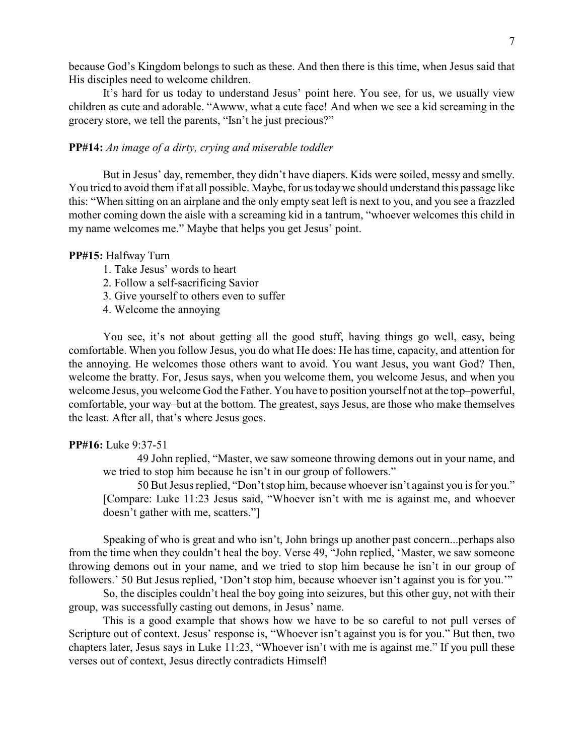because God's Kingdom belongs to such as these. And then there is this time, when Jesus said that His disciples need to welcome children.

It's hard for us today to understand Jesus' point here. You see, for us, we usually view children as cute and adorable. "Awww, what a cute face! And when we see a kid screaming in the grocery store, we tell the parents, "Isn't he just precious?"

**PP#14:** *An image of a dirty, crying and miserable toddler*

But in Jesus' day, remember, they didn't have diapers. Kids were soiled, messy and smelly. You tried to avoid them if at all possible. Maybe, for us today we should understand this passage like this: "When sitting on an airplane and the only empty seat left is next to you, and you see a frazzled mother coming down the aisle with a screaming kid in a tantrum, "whoever welcomes this child in my name welcomes me." Maybe that helps you get Jesus' point.

**PP#15:** Halfway Turn

1. Take Jesus' words to heart
2. Follow a self-sacrificing Savior
3. Give yourself to others even to suffer
4. Welcome the annoying

You see, it's not about getting all the good stuff, having things go well, easy, being comfortable. When you follow Jesus, you do what He does: He has time, capacity, and attention for the annoying. He welcomes those others want to avoid. You want Jesus, you want God? Then, welcome the bratty. For, Jesus says, when you welcome them, you welcome Jesus, and when you welcome Jesus, you welcome God the Father. You have to position yourself not at the top–powerful, comfortable, your way–but at the bottom. The greatest, says Jesus, are those who make themselves the least. After all, that's where Jesus goes.

**PP#16:** Luke 9:37-51

> 49 John replied, "Master, we saw someone throwing demons out in your name, and we tried to stop him because he isn't in our group of followers."
>
> 50 But Jesus replied, "Don't stop him, because whoever isn't against you is for you." [Compare: Luke 11:23 Jesus said, "Whoever isn't with me is against me, and whoever doesn't gather with me, scatters."]

Speaking of who is great and who isn't, John brings up another past concern...perhaps also from the time when they couldn't heal the boy. Verse 49, "John replied, 'Master, we saw someone throwing demons out in your name, and we tried to stop him because he isn't in our group of followers.' 50 But Jesus replied, 'Don't stop him, because whoever isn't against you is for you.'"

So, the disciples couldn't heal the boy going into seizures, but this other guy, not with their group, was successfully casting out demons, in Jesus' name.

This is a good example that shows how we have to be so careful to not pull verses of Scripture out of context. Jesus' response is, "Whoever isn't against you is for you." But then, two chapters later, Jesus says in Luke 11:23, "Whoever isn't with me is against me." If you pull these verses out of context, Jesus directly contradicts Himself!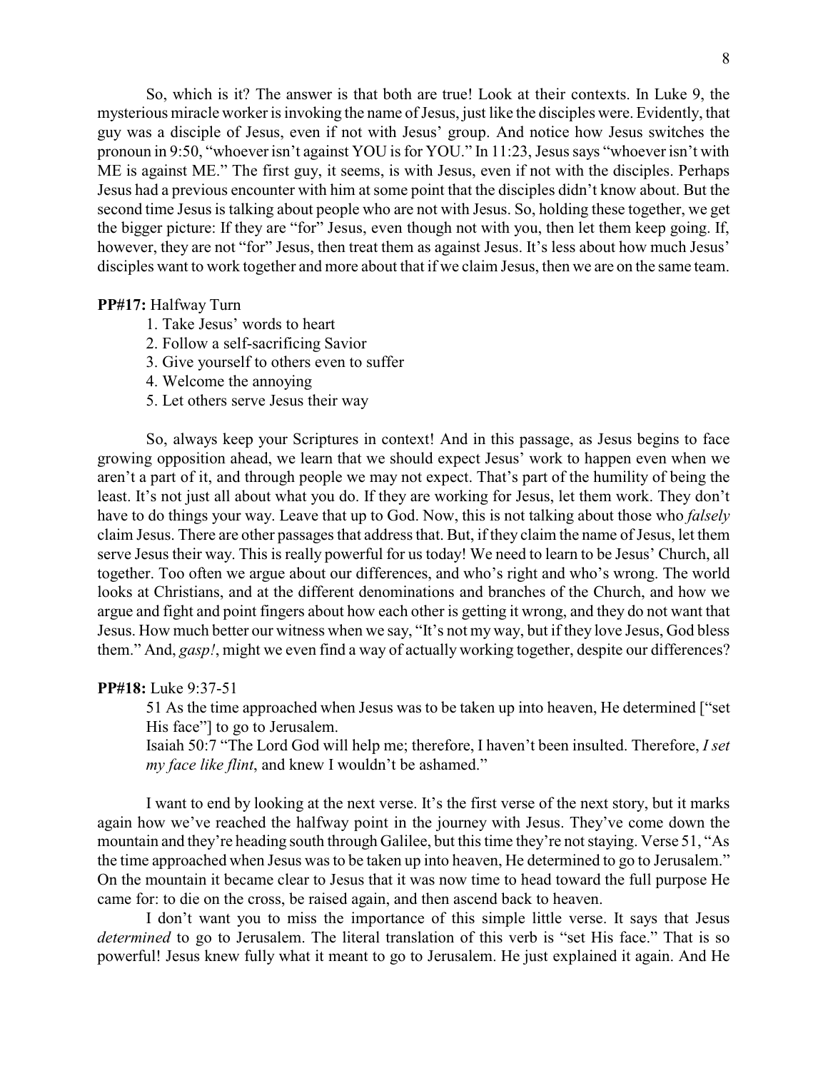So, which is it? The answer is that both are true! Look at their contexts. In Luke 9, the mysterious miracle worker is invoking the name of Jesus, just like the disciples were. Evidently, that guy was a disciple of Jesus, even if not with Jesus' group. And notice how Jesus switches the pronoun in 9:50, "whoever isn't against YOU is for YOU." In 11:23, Jesus says "whoever isn't with ME is against ME." The first guy, it seems, is with Jesus, even if not with the disciples. Perhaps Jesus had a previous encounter with him at some point that the disciples didn't know about. But the second time Jesus is talking about people who are not with Jesus. So, holding these together, we get the bigger picture: If they are "for" Jesus, even though not with you, then let them keep going. If, however, they are not "for" Jesus, then treat them as against Jesus. It's less about how much Jesus' disciples want to work together and more about that if we claim Jesus, then we are on the same team.

**PP#17:** Halfway Turn

1. Take Jesus' words to heart
2. Follow a self-sacrificing Savior
3. Give yourself to others even to suffer
4. Welcome the annoying
5. Let others serve Jesus their way

So, always keep your Scriptures in context! And in this passage, as Jesus begins to face growing opposition ahead, we learn that we should expect Jesus' work to happen even when we aren't a part of it, and through people we may not expect. That's part of the humility of being the least. It's not just all about what you do. If they are working for Jesus, let them work. They don't have to do things your way. Leave that up to God. Now, this is not talking about those who *falsely* claim Jesus. There are other passages that address that. But, if they claim the name of Jesus, let them serve Jesus their way. This is really powerful for us today! We need to learn to be Jesus' Church, all together. Too often we argue about our differences, and who's right and who's wrong. The world looks at Christians, and at the different denominations and branches of the Church, and how we argue and fight and point fingers about how each other is getting it wrong, and they do not want that Jesus. How much better our witness when we say, "It's not my way, but if they love Jesus, God bless them." And, *gasp!*, might we even find a way of actually working together, despite our differences?

**PP#18:** Luke 9:37-51

> 51 As the time approached when Jesus was to be taken up into heaven, He determined ["set His face"] to go to Jerusalem.
>
> Isaiah 50:7 "The Lord God will help me; therefore, I haven't been insulted. Therefore, *I set my face like flint*, and knew I wouldn't be ashamed."

I want to end by looking at the next verse. It's the first verse of the next story, but it marks again how we've reached the halfway point in the journey with Jesus. They've come down the mountain and they're heading south through Galilee, but this time they're not staying. Verse 51, "As the time approached when Jesus was to be taken up into heaven, He determined to go to Jerusalem." On the mountain it became clear to Jesus that it was now time to head toward the full purpose He came for: to die on the cross, be raised again, and then ascend back to heaven.

I don't want you to miss the importance of this simple little verse. It says that Jesus *determined* to go to Jerusalem. The literal translation of this verb is "set His face." That is so powerful! Jesus knew fully what it meant to go to Jerusalem. He just explained it again. And He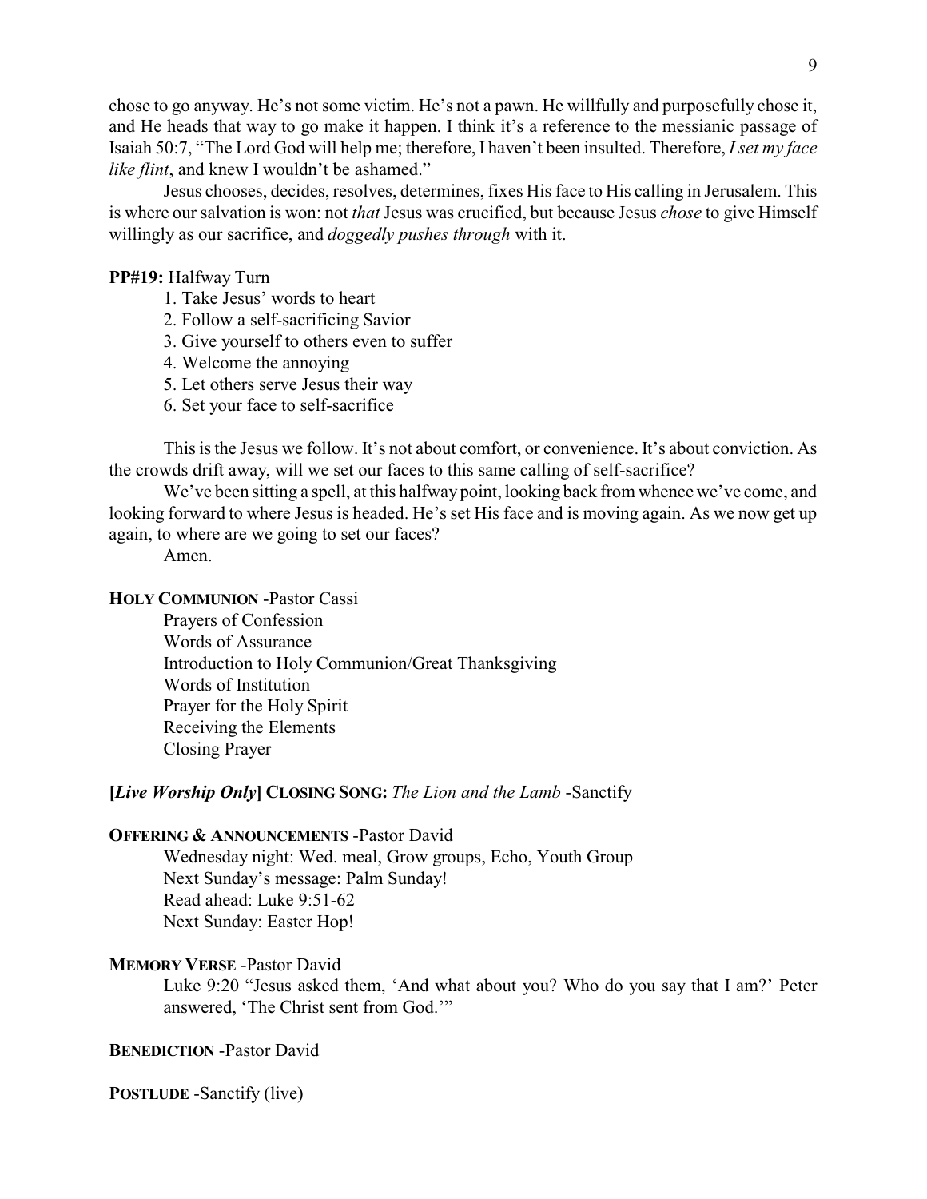chose to go anyway. He's not some victim. He's not a pawn. He willfully and purposefully chose it, and He heads that way to go make it happen. I think it's a reference to the messianic passage of Isaiah 50:7, "The Lord God will help me; therefore, I haven't been insulted. Therefore, *I set my face like flint*, and knew I wouldn't be ashamed."

Jesus chooses, decides, resolves, determines, fixes His face to His calling in Jerusalem. This is where our salvation is won: not *that* Jesus was crucified, but because Jesus *chose* to give Himself willingly as our sacrifice, and *doggedly pushes through* with it.

**PP#19:** Halfway Turn

1. Take Jesus' words to heart
2. Follow a self-sacrificing Savior
3. Give yourself to others even to suffer
4. Welcome the annoying
5. Let others serve Jesus their way
6. Set your face to self-sacrifice

This is the Jesus we follow. It's not about comfort, or convenience. It's about conviction. As the crowds drift away, will we set our faces to this same calling of self-sacrifice?

We've been sitting a spell, at this halfway point, looking back from whence we've come, and looking forward to where Jesus is headed. He's set His face and is moving again. As we now get up again, to where are we going to set our faces?

Amen.

**HOLY COMMUNION** -Pastor Cassi

Prayers of Confession
Words of Assurance
Introduction to Holy Communion/Great Thanksgiving
Words of Institution
Prayer for the Holy Spirit
Receiving the Elements
Closing Prayer

**[*Live Worship Only*] CLOSING SONG:** *The Lion and the Lamb* -Sanctify

**OFFERING & ANNOUNCEMENTS** -Pastor David

Wednesday night: Wed. meal, Grow groups, Echo, Youth Group
Next Sunday's message: Palm Sunday!
Read ahead: Luke 9:51-62
Next Sunday: Easter Hop!

**MEMORY VERSE** -Pastor David

Luke 9:20 "Jesus asked them, 'And what about you? Who do you say that I am?' Peter answered, 'The Christ sent from God.'"

**BENEDICTION** -Pastor David

**POSTLUDE** -Sanctify (live)